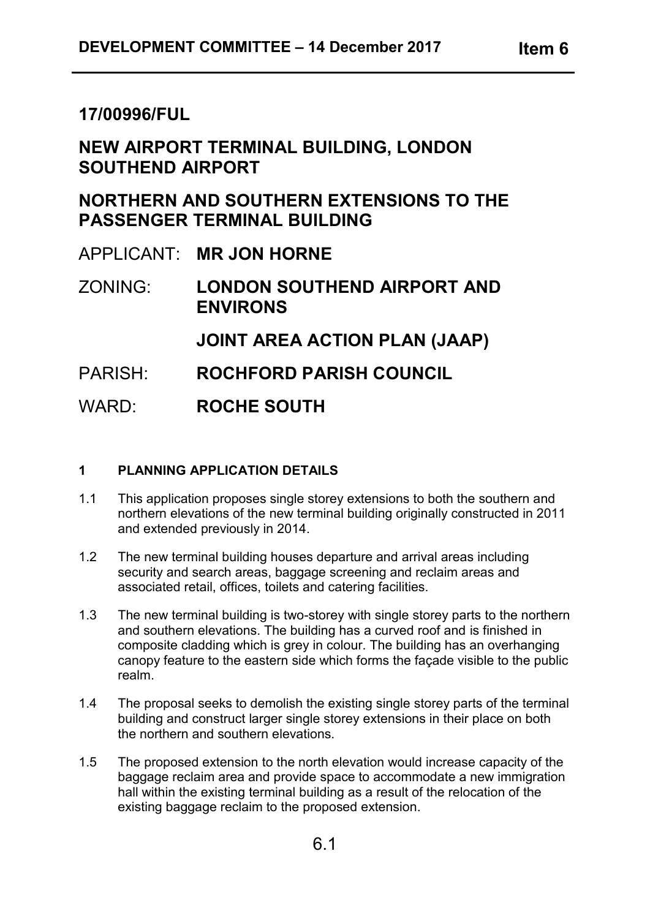## 17/00996/FUL

## NEW AIRPORT TERMINAL BUILDING, LONDON SOUTHEND AIRPORT

## NORTHERN AND SOUTHERN EXTENSIONS TO THE PASSENGER TERMINAL BUILDING

APPLICANT: **MR JON HORNE**

ZONING: **LONDON SOUTHEND AIRPORT AND ENVIRONS**

**JOINT AREA ACTION PLAN (JAAP)**

PARISH: **ROCHFORD PARISH COUNCIL**

WARD: **ROCHE SOUTH**

### 1 PLANNING APPLICATION DETAILS

1.1 This application proposes single storey extensions to both the southern and northern elevations of the new terminal building originally constructed in 2011 and extended previously in 2014.

1.2 The new terminal building houses departure and arrival areas including security and search areas, baggage screening and reclaim areas and associated retail, offices, toilets and catering facilities.

1.3 The new terminal building is two-storey with single storey parts to the northern and southern elevations. The building has a curved roof and is finished in composite cladding which is grey in colour. The building has an overhanging canopy feature to the eastern side which forms the façade visible to the public realm.

1.4 The proposal seeks to demolish the existing single storey parts of the terminal building and construct larger single storey extensions in their place on both the northern and southern elevations.

1.5 The proposed extension to the north elevation would increase capacity of the baggage reclaim area and provide space to accommodate a new immigration hall within the existing terminal building as a result of the relocation of the existing baggage reclaim to the proposed extension.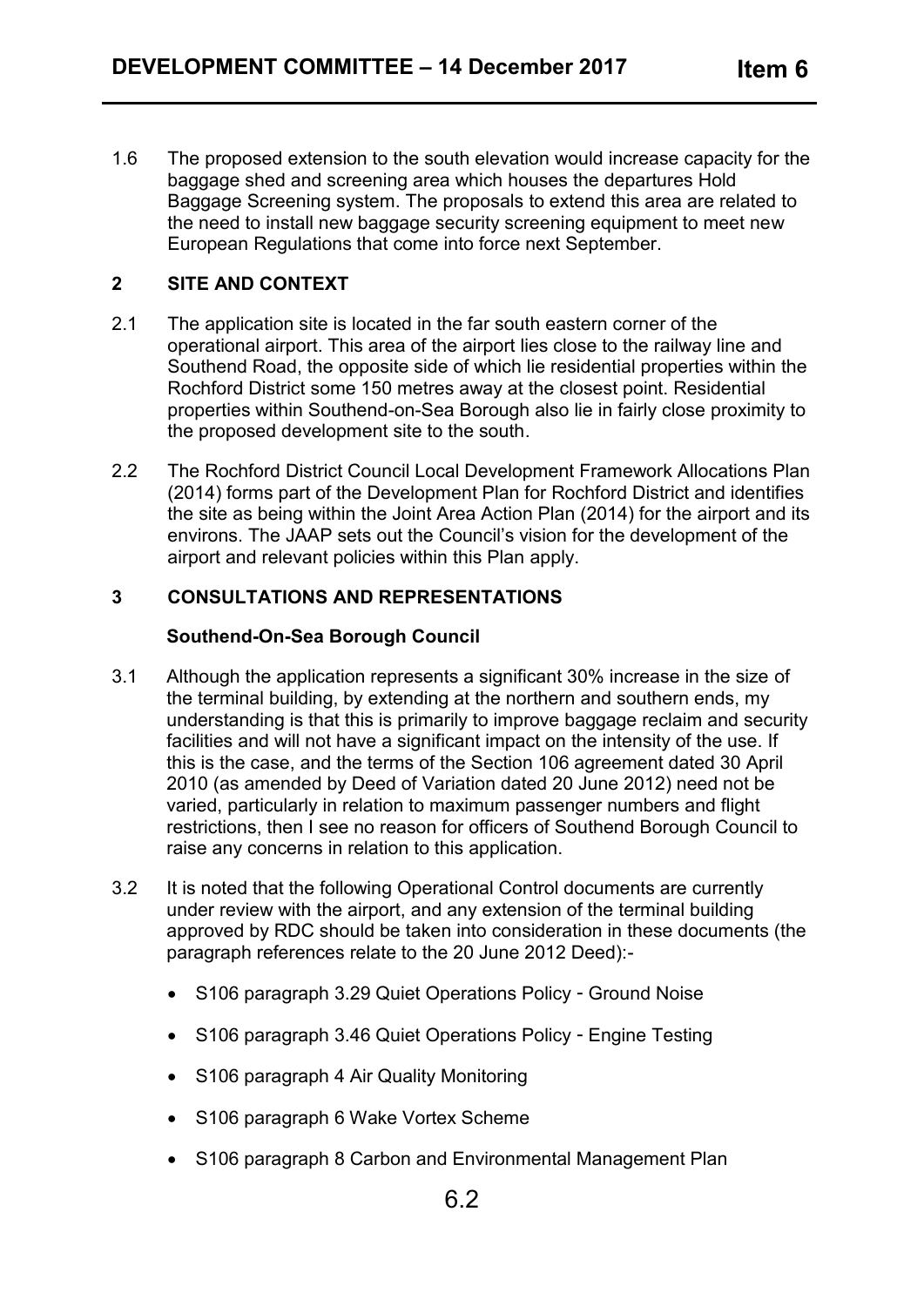1.6 The proposed extension to the south elevation would increase capacity for the baggage shed and screening area which houses the departures Hold Baggage Screening system. The proposals to extend this area are related to the need to install new baggage security screening equipment to meet new European Regulations that come into force next September.

## 2 SITE AND CONTEXT

2.1 The application site is located in the far south eastern corner of the operational airport. This area of the airport lies close to the railway line and Southend Road, the opposite side of which lie residential properties within the Rochford District some 150 metres away at the closest point. Residential properties within Southend-on-Sea Borough also lie in fairly close proximity to the proposed development site to the south.

2.2 The Rochford District Council Local Development Framework Allocations Plan (2014) forms part of the Development Plan for Rochford District and identifies the site as being within the Joint Area Action Plan (2014) for the airport and its environs. The JAAP sets out the Council's vision for the development of the airport and relevant policies within this Plan apply.

## 3 CONSULTATIONS AND REPRESENTATIONS

### Southend-On-Sea Borough Council

3.1 Although the application represents a significant 30% increase in the size of the terminal building, by extending at the northern and southern ends, my understanding is that this is primarily to improve baggage reclaim and security facilities and will not have a significant impact on the intensity of the use. If this is the case, and the terms of the Section 106 agreement dated 30 April 2010 (as amended by Deed of Variation dated 20 June 2012) need not be varied, particularly in relation to maximum passenger numbers and flight restrictions, then I see no reason for officers of Southend Borough Council to raise any concerns in relation to this application.

3.2 It is noted that the following Operational Control documents are currently under review with the airport, and any extension of the terminal building approved by RDC should be taken into consideration in these documents (the paragraph references relate to the 20 June 2012 Deed):-

- S106 paragraph 3.29 Quiet Operations Policy - Ground Noise
- S106 paragraph 3.46 Quiet Operations Policy - Engine Testing
- S106 paragraph 4 Air Quality Monitoring
- S106 paragraph 6 Wake Vortex Scheme
- S106 paragraph 8 Carbon and Environmental Management Plan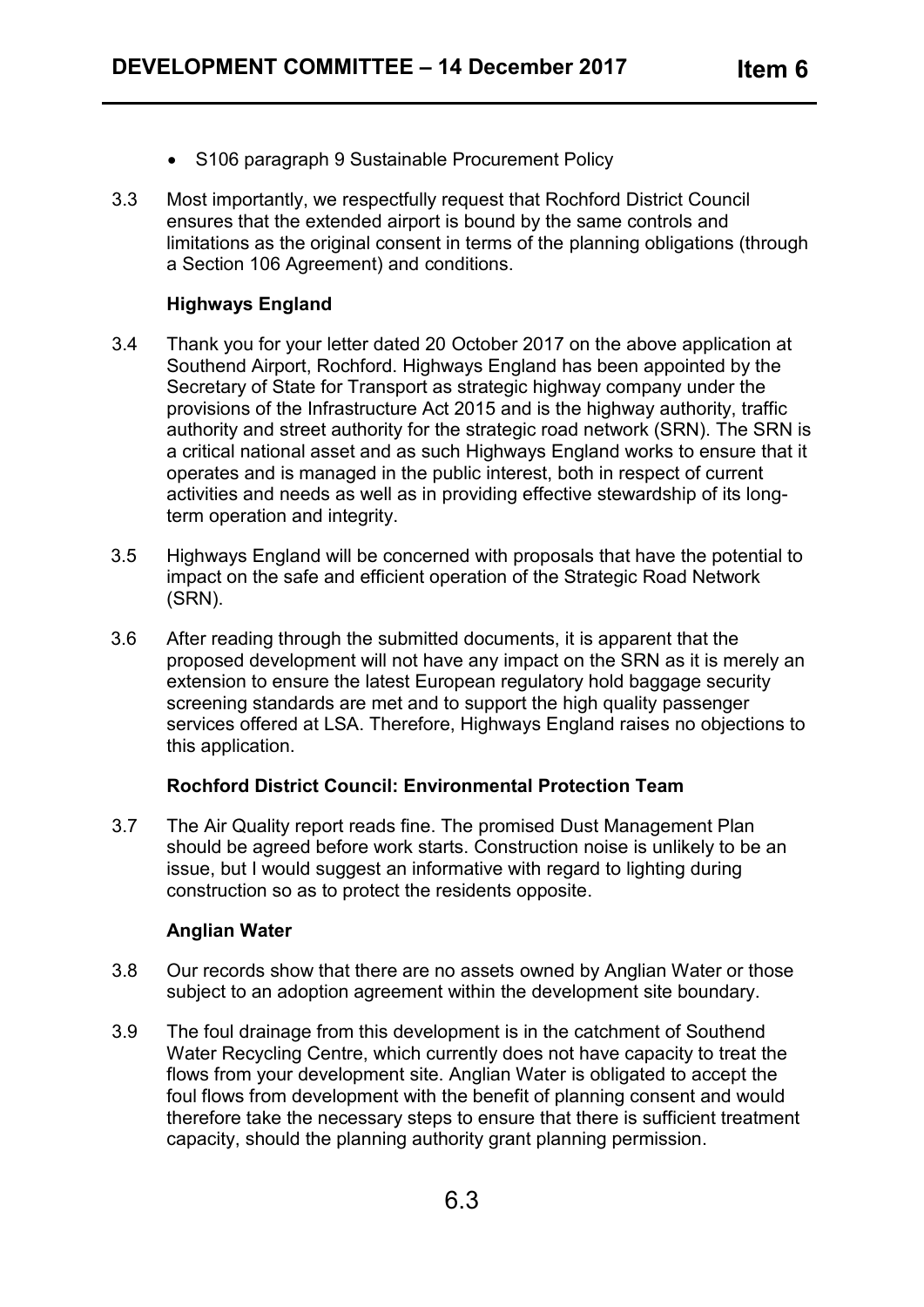- S106 paragraph 9 Sustainable Procurement Policy

3.3 Most importantly, we respectfully request that Rochford District Council ensures that the extended airport is bound by the same controls and limitations as the original consent in terms of the planning obligations (through a Section 106 Agreement) and conditions.

**Highways England**

3.4 Thank you for your letter dated 20 October 2017 on the above application at Southend Airport, Rochford. Highways England has been appointed by the Secretary of State for Transport as strategic highway company under the provisions of the Infrastructure Act 2015 and is the highway authority, traffic authority and street authority for the strategic road network (SRN). The SRN is a critical national asset and as such Highways England works to ensure that it operates and is managed in the public interest, both in respect of current activities and needs as well as in providing effective stewardship of its long-term operation and integrity.

3.5 Highways England will be concerned with proposals that have the potential to impact on the safe and efficient operation of the Strategic Road Network (SRN).

3.6 After reading through the submitted documents, it is apparent that the proposed development will not have any impact on the SRN as it is merely an extension to ensure the latest European regulatory hold baggage security screening standards are met and to support the high quality passenger services offered at LSA. Therefore, Highways England raises no objections to this application.

**Rochford District Council: Environmental Protection Team**

3.7 The Air Quality report reads fine. The promised Dust Management Plan should be agreed before work starts. Construction noise is unlikely to be an issue, but I would suggest an informative with regard to lighting during construction so as to protect the residents opposite.

**Anglian Water**

3.8 Our records show that there are no assets owned by Anglian Water or those subject to an adoption agreement within the development site boundary.

3.9 The foul drainage from this development is in the catchment of Southend Water Recycling Centre, which currently does not have capacity to treat the flows from your development site. Anglian Water is obligated to accept the foul flows from development with the benefit of planning consent and would therefore take the necessary steps to ensure that there is sufficient treatment capacity, should the planning authority grant planning permission.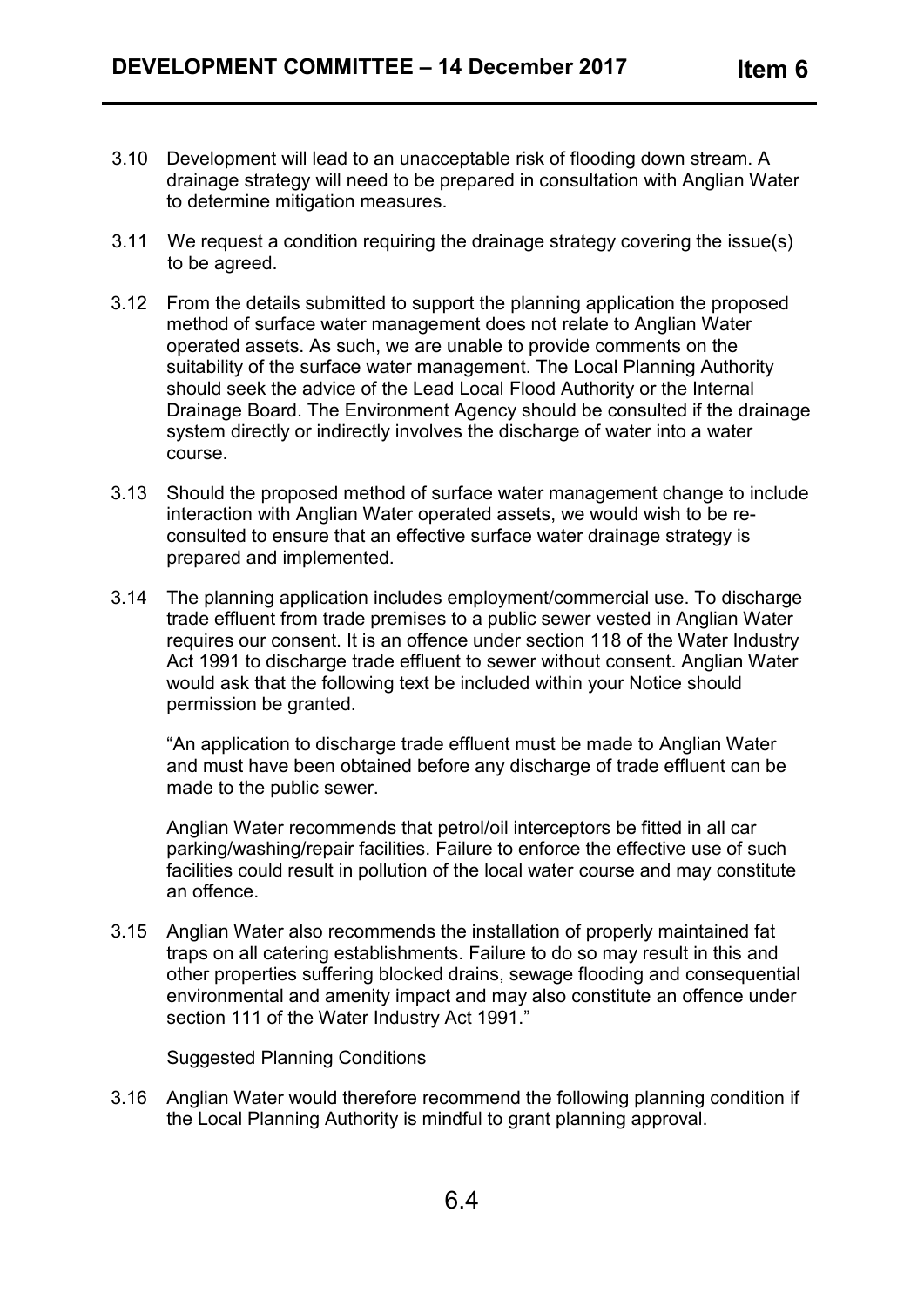3.10 Development will lead to an unacceptable risk of flooding down stream. A drainage strategy will need to be prepared in consultation with Anglian Water to determine mitigation measures.

3.11 We request a condition requiring the drainage strategy covering the issue(s) to be agreed.

3.12 From the details submitted to support the planning application the proposed method of surface water management does not relate to Anglian Water operated assets. As such, we are unable to provide comments on the suitability of the surface water management. The Local Planning Authority should seek the advice of the Lead Local Flood Authority or the Internal Drainage Board. The Environment Agency should be consulted if the drainage system directly or indirectly involves the discharge of water into a water course.

3.13 Should the proposed method of surface water management change to include interaction with Anglian Water operated assets, we would wish to be re-consulted to ensure that an effective surface water drainage strategy is prepared and implemented.

3.14 The planning application includes employment/commercial use. To discharge trade effluent from trade premises to a public sewer vested in Anglian Water requires our consent. It is an offence under section 118 of the Water Industry Act 1991 to discharge trade effluent to sewer without consent. Anglian Water would ask that the following text be included within your Notice should permission be granted.

"An application to discharge trade effluent must be made to Anglian Water and must have been obtained before any discharge of trade effluent can be made to the public sewer.

Anglian Water recommends that petrol/oil interceptors be fitted in all car parking/washing/repair facilities. Failure to enforce the effective use of such facilities could result in pollution of the local water course and may constitute an offence.

3.15 Anglian Water also recommends the installation of properly maintained fat traps on all catering establishments. Failure to do so may result in this and other properties suffering blocked drains, sewage flooding and consequential environmental and amenity impact and may also constitute an offence under section 111 of the Water Industry Act 1991."

Suggested Planning Conditions

3.16 Anglian Water would therefore recommend the following planning condition if the Local Planning Authority is mindful to grant planning approval.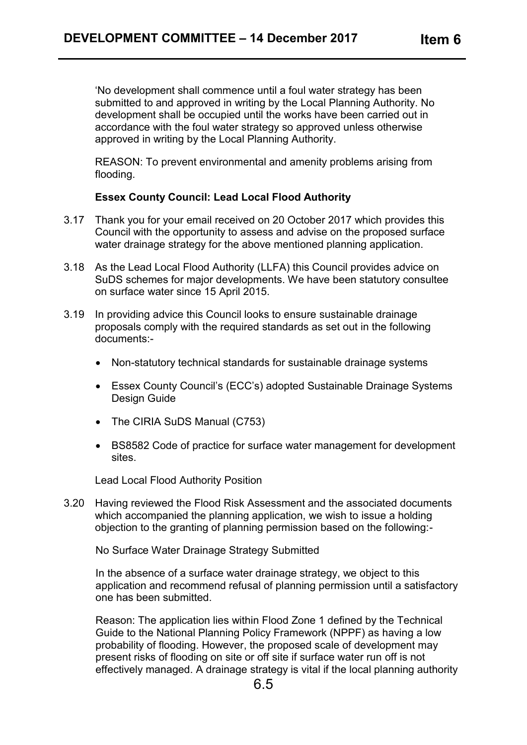'No development shall commence until a foul water strategy has been submitted to and approved in writing by the Local Planning Authority. No development shall be occupied until the works have been carried out in accordance with the foul water strategy so approved unless otherwise approved in writing by the Local Planning Authority.

REASON: To prevent environmental and amenity problems arising from flooding.

**Essex County Council: Lead Local Flood Authority**

3.17 Thank you for your email received on 20 October 2017 which provides this Council with the opportunity to assess and advise on the proposed surface water drainage strategy for the above mentioned planning application.

3.18 As the Lead Local Flood Authority (LLFA) this Council provides advice on SuDS schemes for major developments. We have been statutory consultee on surface water since 15 April 2015.

3.19 In providing advice this Council looks to ensure sustainable drainage proposals comply with the required standards as set out in the following documents:-

- Non-statutory technical standards for sustainable drainage systems
- Essex County Council's (ECC's) adopted Sustainable Drainage Systems Design Guide
- The CIRIA SuDS Manual (C753)
- BS8582 Code of practice for surface water management for development sites.

Lead Local Flood Authority Position

3.20 Having reviewed the Flood Risk Assessment and the associated documents which accompanied the planning application, we wish to issue a holding objection to the granting of planning permission based on the following:-

No Surface Water Drainage Strategy Submitted

In the absence of a surface water drainage strategy, we object to this application and recommend refusal of planning permission until a satisfactory one has been submitted.

Reason: The application lies within Flood Zone 1 defined by the Technical Guide to the National Planning Policy Framework (NPPF) as having a low probability of flooding. However, the proposed scale of development may present risks of flooding on site or off site if surface water run off is not effectively managed. A drainage strategy is vital if the local planning authority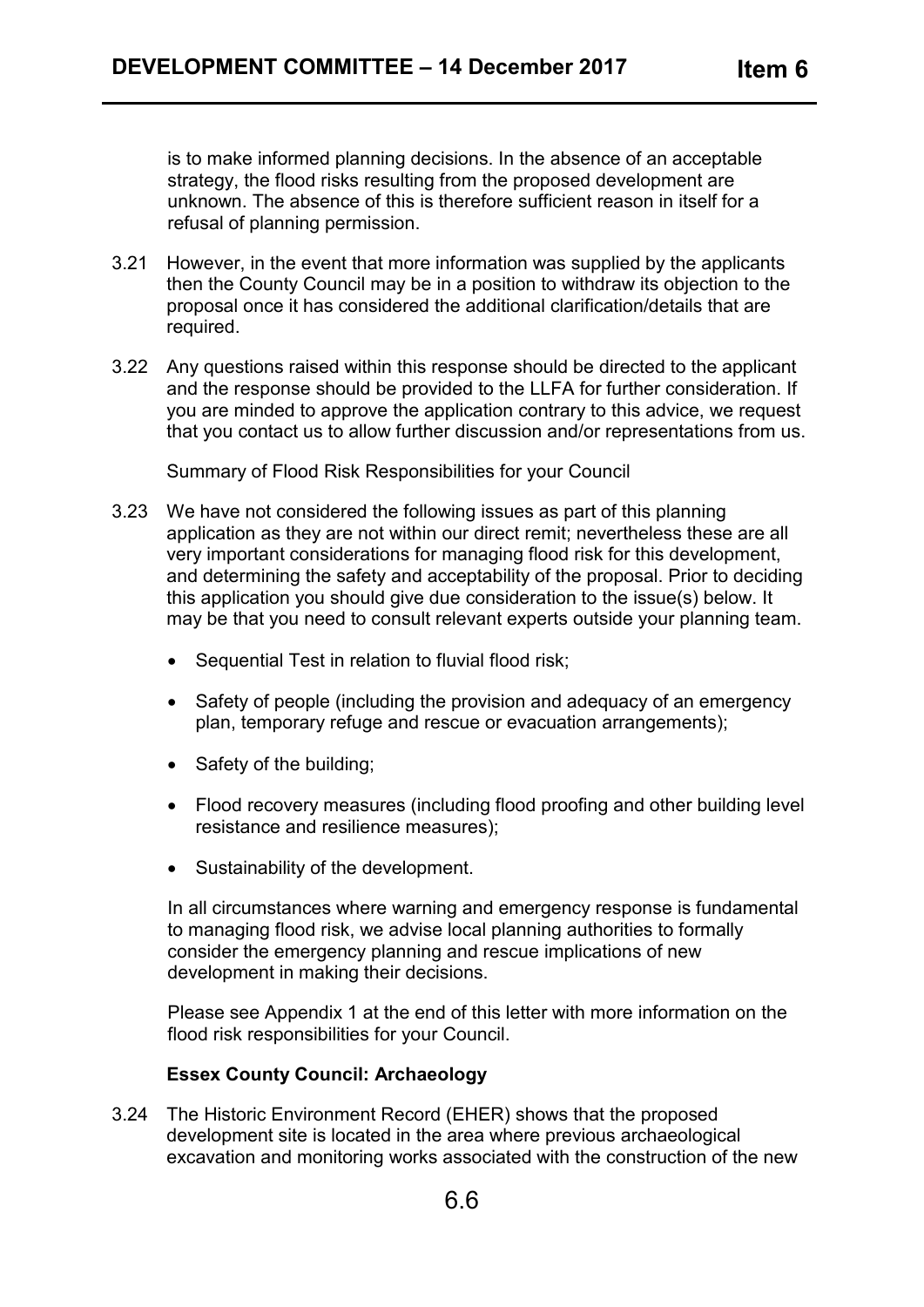is to make informed planning decisions. In the absence of an acceptable strategy, the flood risks resulting from the proposed development are unknown. The absence of this is therefore sufficient reason in itself for a refusal of planning permission.

3.21 However, in the event that more information was supplied by the applicants then the County Council may be in a position to withdraw its objection to the proposal once it has considered the additional clarification/details that are required.

3.22 Any questions raised within this response should be directed to the applicant and the response should be provided to the LLFA for further consideration. If you are minded to approve the application contrary to this advice, we request that you contact us to allow further discussion and/or representations from us.

Summary of Flood Risk Responsibilities for your Council

3.23 We have not considered the following issues as part of this planning application as they are not within our direct remit; nevertheless these are all very important considerations for managing flood risk for this development, and determining the safety and acceptability of the proposal. Prior to deciding this application you should give due consideration to the issue(s) below. It may be that you need to consult relevant experts outside your planning team.

- Sequential Test in relation to fluvial flood risk;
- Safety of people (including the provision and adequacy of an emergency plan, temporary refuge and rescue or evacuation arrangements);
- Safety of the building;
- Flood recovery measures (including flood proofing and other building level resistance and resilience measures);
- Sustainability of the development.

In all circumstances where warning and emergency response is fundamental to managing flood risk, we advise local planning authorities to formally consider the emergency planning and rescue implications of new development in making their decisions.

Please see Appendix 1 at the end of this letter with more information on the flood risk responsibilities for your Council.

**Essex County Council: Archaeology**

3.24 The Historic Environment Record (EHER) shows that the proposed development site is located in the area where previous archaeological excavation and monitoring works associated with the construction of the new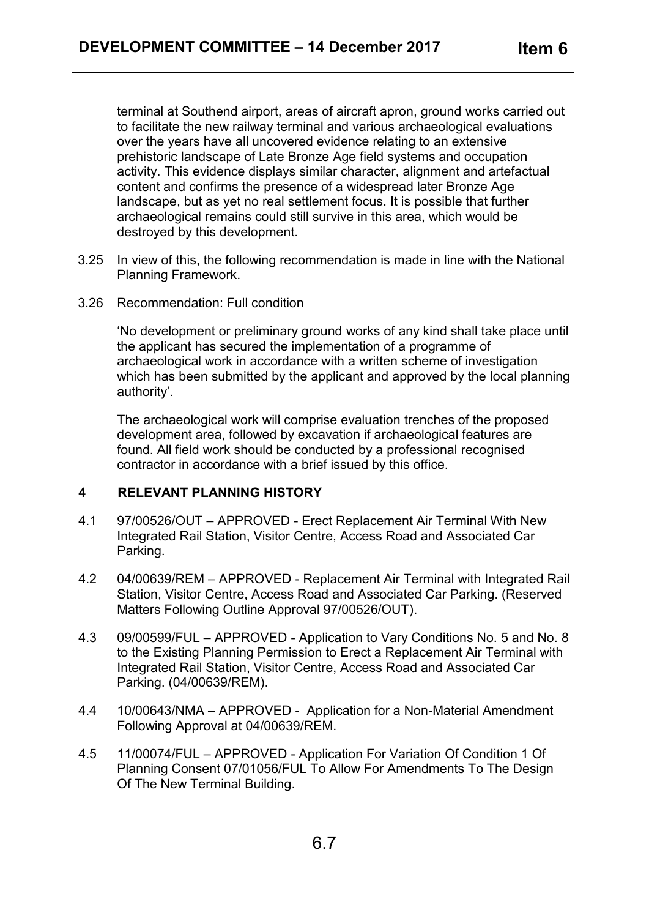terminal at Southend airport, areas of aircraft apron, ground works carried out to facilitate the new railway terminal and various archaeological evaluations over the years have all uncovered evidence relating to an extensive prehistoric landscape of Late Bronze Age field systems and occupation activity. This evidence displays similar character, alignment and artefactual content and confirms the presence of a widespread later Bronze Age landscape, but as yet no real settlement focus. It is possible that further archaeological remains could still survive in this area, which would be destroyed by this development.

3.25 In view of this, the following recommendation is made in line with the National Planning Framework.

3.26 Recommendation: Full condition

'No development or preliminary ground works of any kind shall take place until the applicant has secured the implementation of a programme of archaeological work in accordance with a written scheme of investigation which has been submitted by the applicant and approved by the local planning authority'.

The archaeological work will comprise evaluation trenches of the proposed development area, followed by excavation if archaeological features are found. All field work should be conducted by a professional recognised contractor in accordance with a brief issued by this office.

## 4 RELEVANT PLANNING HISTORY

4.1 97/00526/OUT – APPROVED - Erect Replacement Air Terminal With New Integrated Rail Station, Visitor Centre, Access Road and Associated Car Parking.

4.2 04/00639/REM – APPROVED - Replacement Air Terminal with Integrated Rail Station, Visitor Centre, Access Road and Associated Car Parking. (Reserved Matters Following Outline Approval 97/00526/OUT).

4.3 09/00599/FUL – APPROVED - Application to Vary Conditions No. 5 and No. 8 to the Existing Planning Permission to Erect a Replacement Air Terminal with Integrated Rail Station, Visitor Centre, Access Road and Associated Car Parking. (04/00639/REM).

4.4 10/00643/NMA – APPROVED - Application for a Non-Material Amendment Following Approval at 04/00639/REM.

4.5 11/00074/FUL – APPROVED - Application For Variation Of Condition 1 Of Planning Consent 07/01056/FUL To Allow For Amendments To The Design Of The New Terminal Building.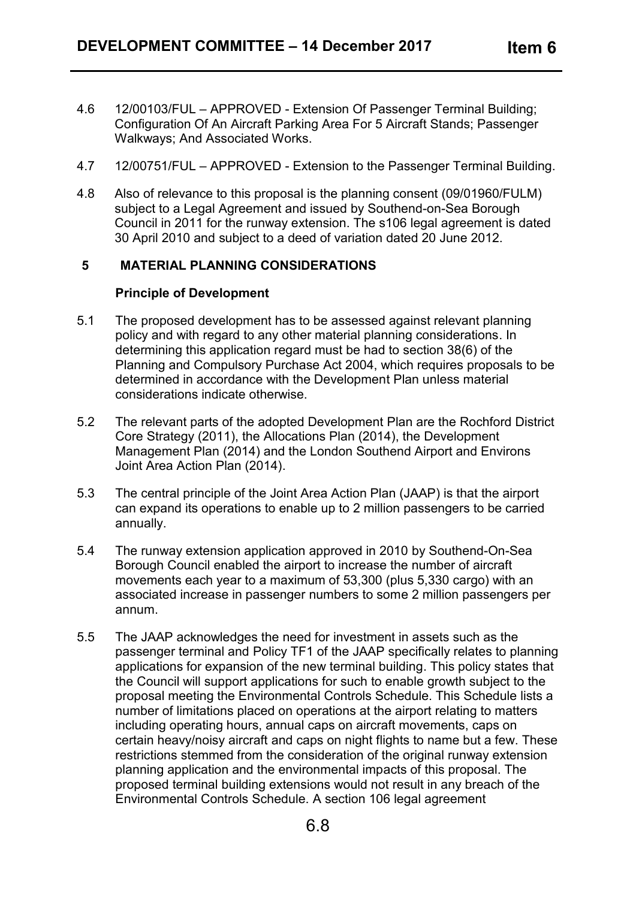4.6 12/00103/FUL – APPROVED - Extension Of Passenger Terminal Building; Configuration Of An Aircraft Parking Area For 5 Aircraft Stands; Passenger Walkways; And Associated Works.

4.7 12/00751/FUL – APPROVED - Extension to the Passenger Terminal Building.

4.8 Also of relevance to this proposal is the planning consent (09/01960/FULM) subject to a Legal Agreement and issued by Southend-on-Sea Borough Council in 2011 for the runway extension. The s106 legal agreement is dated 30 April 2010 and subject to a deed of variation dated 20 June 2012.

## 5 MATERIAL PLANNING CONSIDERATIONS

**Principle of Development**

5.1 The proposed development has to be assessed against relevant planning policy and with regard to any other material planning considerations. In determining this application regard must be had to section 38(6) of the Planning and Compulsory Purchase Act 2004, which requires proposals to be determined in accordance with the Development Plan unless material considerations indicate otherwise.

5.2 The relevant parts of the adopted Development Plan are the Rochford District Core Strategy (2011), the Allocations Plan (2014), the Development Management Plan (2014) and the London Southend Airport and Environs Joint Area Action Plan (2014).

5.3 The central principle of the Joint Area Action Plan (JAAP) is that the airport can expand its operations to enable up to 2 million passengers to be carried annually.

5.4 The runway extension application approved in 2010 by Southend-On-Sea Borough Council enabled the airport to increase the number of aircraft movements each year to a maximum of 53,300 (plus 5,330 cargo) with an associated increase in passenger numbers to some 2 million passengers per annum.

5.5 The JAAP acknowledges the need for investment in assets such as the passenger terminal and Policy TF1 of the JAAP specifically relates to planning applications for expansion of the new terminal building. This policy states that the Council will support applications for such to enable growth subject to the proposal meeting the Environmental Controls Schedule. This Schedule lists a number of limitations placed on operations at the airport relating to matters including operating hours, annual caps on aircraft movements, caps on certain heavy/noisy aircraft and caps on night flights to name but a few. These restrictions stemmed from the consideration of the original runway extension planning application and the environmental impacts of this proposal. The proposed terminal building extensions would not result in any breach of the Environmental Controls Schedule. A section 106 legal agreement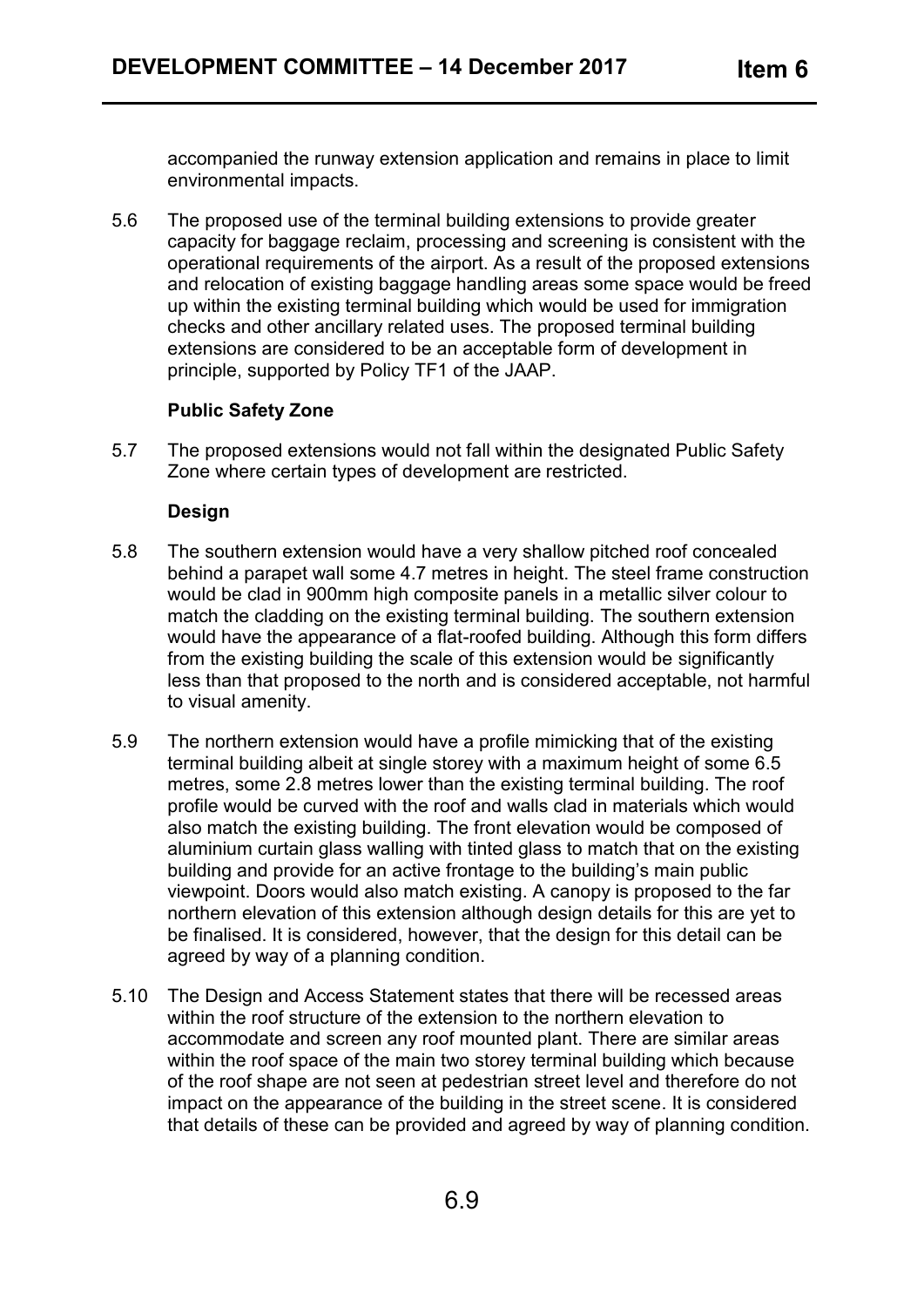accompanied the runway extension application and remains in place to limit environmental impacts.

5.6 The proposed use of the terminal building extensions to provide greater capacity for baggage reclaim, processing and screening is consistent with the operational requirements of the airport. As a result of the proposed extensions and relocation of existing baggage handling areas some space would be freed up within the existing terminal building which would be used for immigration checks and other ancillary related uses. The proposed terminal building extensions are considered to be an acceptable form of development in principle, supported by Policy TF1 of the JAAP.

**Public Safety Zone**

5.7 The proposed extensions would not fall within the designated Public Safety Zone where certain types of development are restricted.

**Design**

5.8 The southern extension would have a very shallow pitched roof concealed behind a parapet wall some 4.7 metres in height. The steel frame construction would be clad in 900mm high composite panels in a metallic silver colour to match the cladding on the existing terminal building. The southern extension would have the appearance of a flat-roofed building. Although this form differs from the existing building the scale of this extension would be significantly less than that proposed to the north and is considered acceptable, not harmful to visual amenity.

5.9 The northern extension would have a profile mimicking that of the existing terminal building albeit at single storey with a maximum height of some 6.5 metres, some 2.8 metres lower than the existing terminal building. The roof profile would be curved with the roof and walls clad in materials which would also match the existing building. The front elevation would be composed of aluminium curtain glass walling with tinted glass to match that on the existing building and provide for an active frontage to the building's main public viewpoint. Doors would also match existing. A canopy is proposed to the far northern elevation of this extension although design details for this are yet to be finalised. It is considered, however, that the design for this detail can be agreed by way of a planning condition.

5.10 The Design and Access Statement states that there will be recessed areas within the roof structure of the extension to the northern elevation to accommodate and screen any roof mounted plant. There are similar areas within the roof space of the main two storey terminal building which because of the roof shape are not seen at pedestrian street level and therefore do not impact on the appearance of the building in the street scene. It is considered that details of these can be provided and agreed by way of planning condition.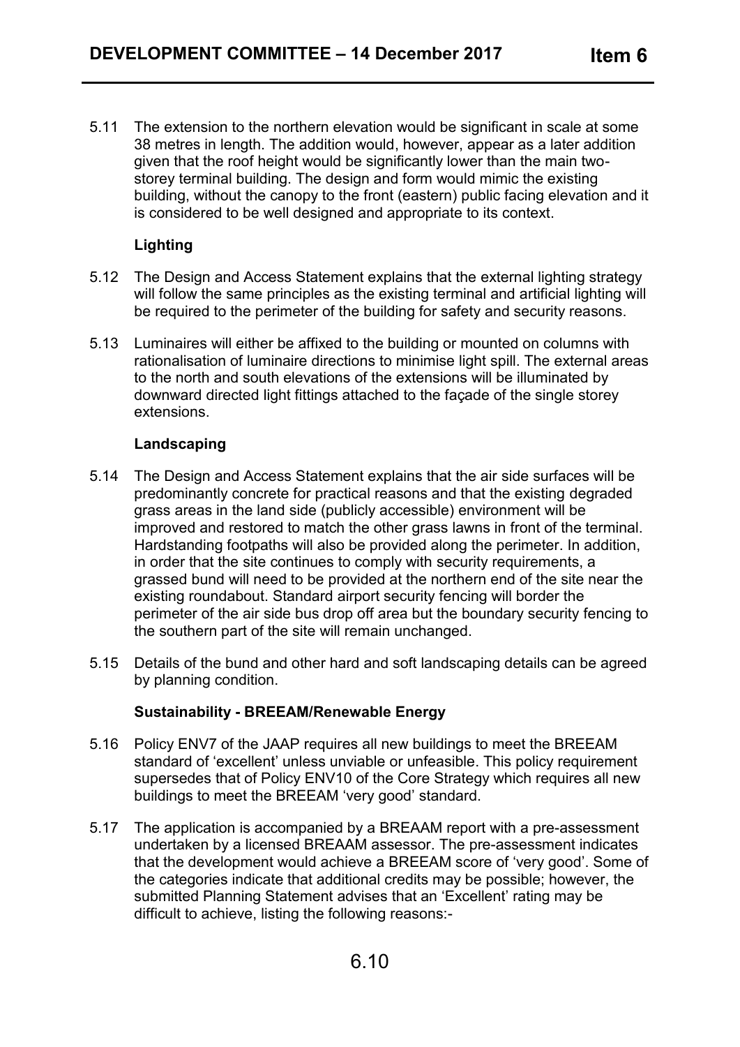5.11 The extension to the northern elevation would be significant in scale at some 38 metres in length. The addition would, however, appear as a later addition given that the roof height would be significantly lower than the main two-storey terminal building. The design and form would mimic the existing building, without the canopy to the front (eastern) public facing elevation and it is considered to be well designed and appropriate to its context.

**Lighting**

5.12 The Design and Access Statement explains that the external lighting strategy will follow the same principles as the existing terminal and artificial lighting will be required to the perimeter of the building for safety and security reasons.

5.13 Luminaires will either be affixed to the building or mounted on columns with rationalisation of luminaire directions to minimise light spill. The external areas to the north and south elevations of the extensions will be illuminated by downward directed light fittings attached to the façade of the single storey extensions.

**Landscaping**

5.14 The Design and Access Statement explains that the air side surfaces will be predominantly concrete for practical reasons and that the existing degraded grass areas in the land side (publicly accessible) environment will be improved and restored to match the other grass lawns in front of the terminal. Hardstanding footpaths will also be provided along the perimeter. In addition, in order that the site continues to comply with security requirements, a grassed bund will need to be provided at the northern end of the site near the existing roundabout. Standard airport security fencing will border the perimeter of the air side bus drop off area but the boundary security fencing to the southern part of the site will remain unchanged.

5.15 Details of the bund and other hard and soft landscaping details can be agreed by planning condition.

**Sustainability - BREEAM/Renewable Energy**

5.16 Policy ENV7 of the JAAP requires all new buildings to meet the BREEAM standard of 'excellent' unless unviable or unfeasible. This policy requirement supersedes that of Policy ENV10 of the Core Strategy which requires all new buildings to meet the BREEAM 'very good' standard.

5.17 The application is accompanied by a BREAAM report with a pre-assessment undertaken by a licensed BREAAM assessor. The pre-assessment indicates that the development would achieve a BREEAM score of 'very good'. Some of the categories indicate that additional credits may be possible; however, the submitted Planning Statement advises that an 'Excellent' rating may be difficult to achieve, listing the following reasons:-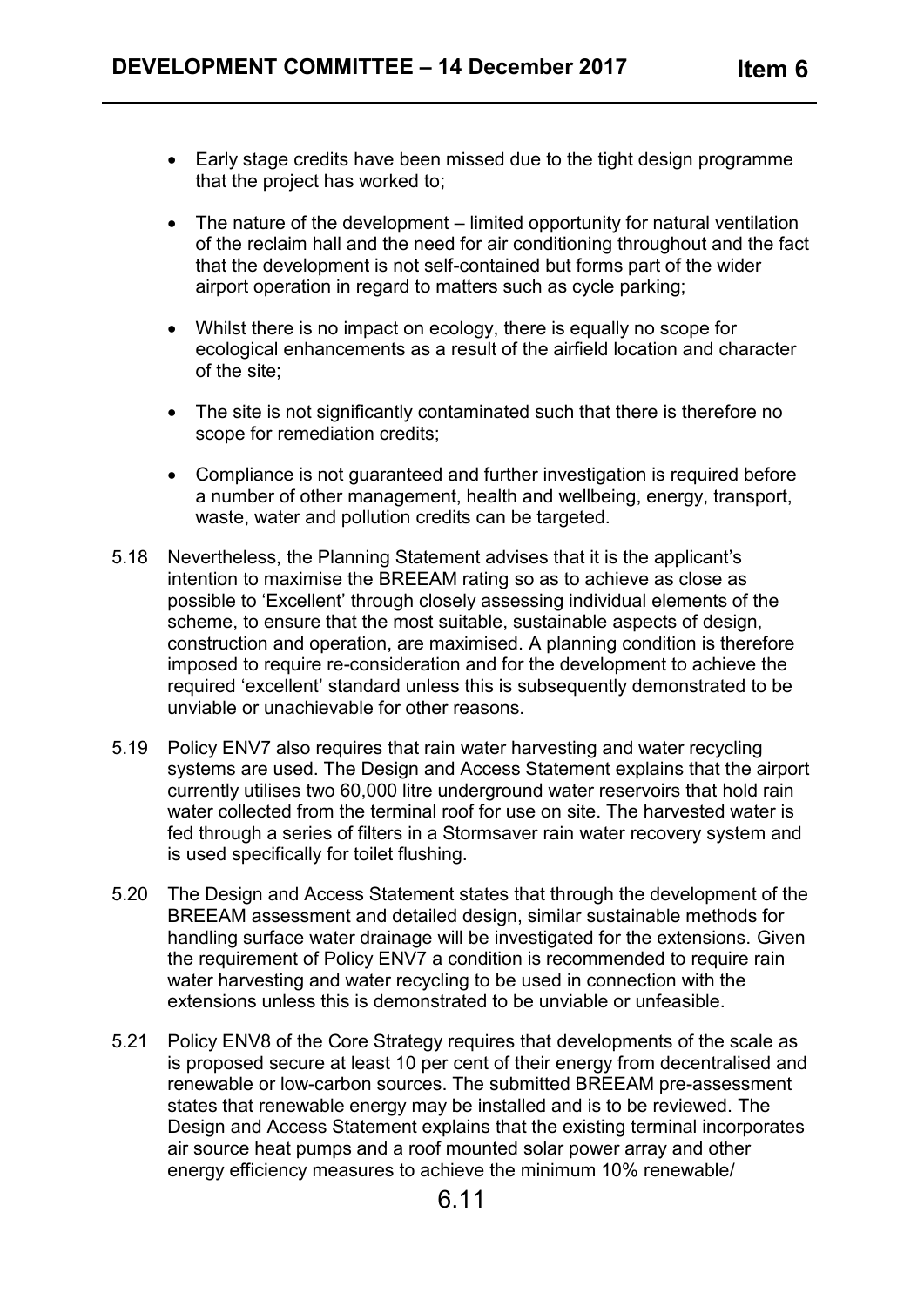- Early stage credits have been missed due to the tight design programme that the project has worked to;

- The nature of the development – limited opportunity for natural ventilation of the reclaim hall and the need for air conditioning throughout and the fact that the development is not self-contained but forms part of the wider airport operation in regard to matters such as cycle parking;

- Whilst there is no impact on ecology, there is equally no scope for ecological enhancements as a result of the airfield location and character of the site;

- The site is not significantly contaminated such that there is therefore no scope for remediation credits;

- Compliance is not guaranteed and further investigation is required before a number of other management, health and wellbeing, energy, transport, waste, water and pollution credits can be targeted.

5.18 Nevertheless, the Planning Statement advises that it is the applicant's intention to maximise the BREEAM rating so as to achieve as close as possible to 'Excellent' through closely assessing individual elements of the scheme, to ensure that the most suitable, sustainable aspects of design, construction and operation, are maximised. A planning condition is therefore imposed to require re-consideration and for the development to achieve the required 'excellent' standard unless this is subsequently demonstrated to be unviable or unachievable for other reasons.

5.19 Policy ENV7 also requires that rain water harvesting and water recycling systems are used. The Design and Access Statement explains that the airport currently utilises two 60,000 litre underground water reservoirs that hold rain water collected from the terminal roof for use on site. The harvested water is fed through a series of filters in a Stormsaver rain water recovery system and is used specifically for toilet flushing.

5.20 The Design and Access Statement states that through the development of the BREEAM assessment and detailed design, similar sustainable methods for handling surface water drainage will be investigated for the extensions. Given the requirement of Policy ENV7 a condition is recommended to require rain water harvesting and water recycling to be used in connection with the extensions unless this is demonstrated to be unviable or unfeasible.

5.21 Policy ENV8 of the Core Strategy requires that developments of the scale as is proposed secure at least 10 per cent of their energy from decentralised and renewable or low-carbon sources. The submitted BREEAM pre-assessment states that renewable energy may be installed and is to be reviewed. The Design and Access Statement explains that the existing terminal incorporates air source heat pumps and a roof mounted solar power array and other energy efficiency measures to achieve the minimum 10% renewable/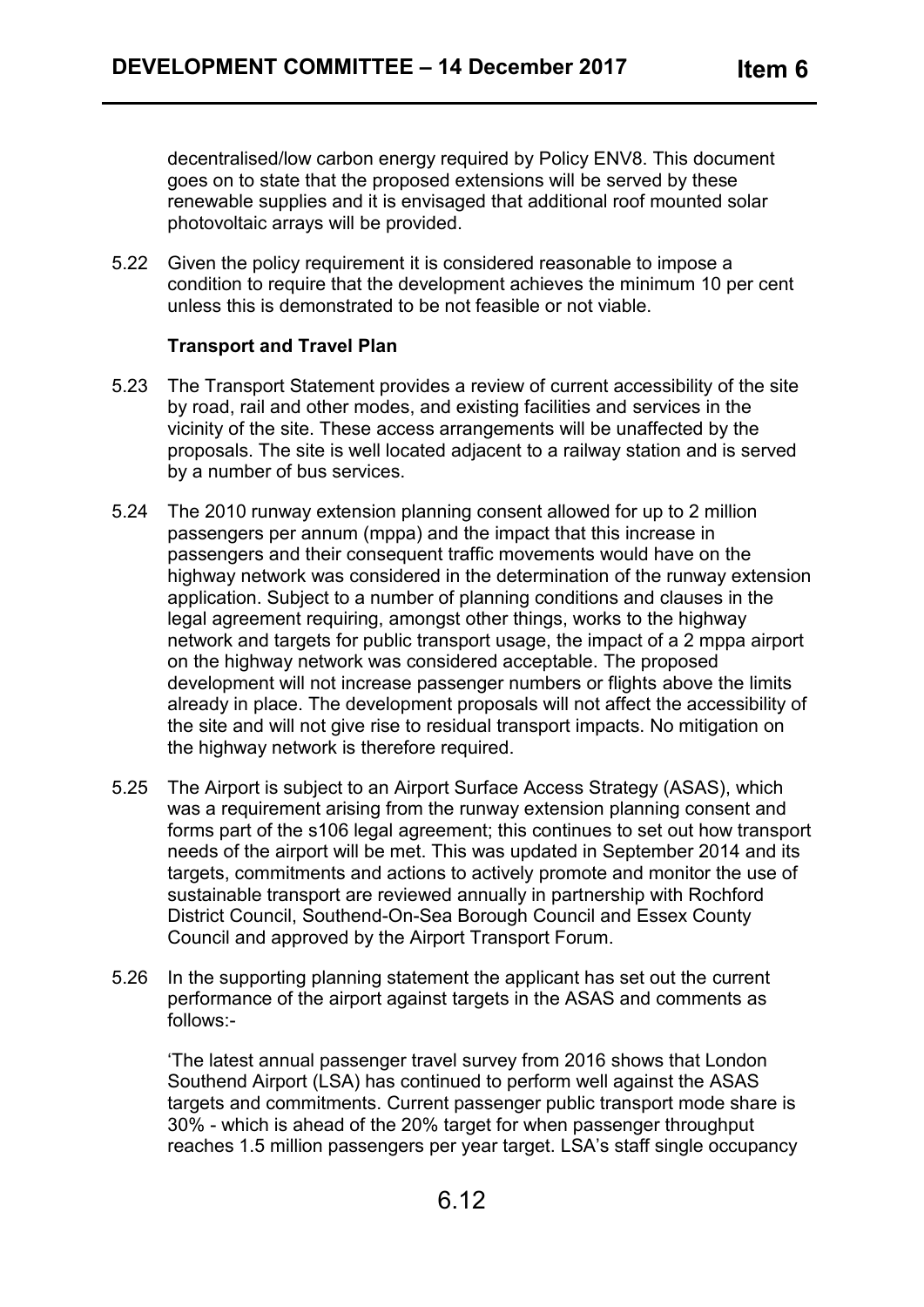decentralised/low carbon energy required by Policy ENV8. This document goes on to state that the proposed extensions will be served by these renewable supplies and it is envisaged that additional roof mounted solar photovoltaic arrays will be provided.

5.22 Given the policy requirement it is considered reasonable to impose a condition to require that the development achieves the minimum 10 per cent unless this is demonstrated to be not feasible or not viable.

**Transport and Travel Plan**

5.23 The Transport Statement provides a review of current accessibility of the site by road, rail and other modes, and existing facilities and services in the vicinity of the site. These access arrangements will be unaffected by the proposals. The site is well located adjacent to a railway station and is served by a number of bus services.

5.24 The 2010 runway extension planning consent allowed for up to 2 million passengers per annum (mppa) and the impact that this increase in passengers and their consequent traffic movements would have on the highway network was considered in the determination of the runway extension application. Subject to a number of planning conditions and clauses in the legal agreement requiring, amongst other things, works to the highway network and targets for public transport usage, the impact of a 2 mppa airport on the highway network was considered acceptable. The proposed development will not increase passenger numbers or flights above the limits already in place. The development proposals will not affect the accessibility of the site and will not give rise to residual transport impacts. No mitigation on the highway network is therefore required.

5.25 The Airport is subject to an Airport Surface Access Strategy (ASAS), which was a requirement arising from the runway extension planning consent and forms part of the s106 legal agreement; this continues to set out how transport needs of the airport will be met. This was updated in September 2014 and its targets, commitments and actions to actively promote and monitor the use of sustainable transport are reviewed annually in partnership with Rochford District Council, Southend-On-Sea Borough Council and Essex County Council and approved by the Airport Transport Forum.

5.26 In the supporting planning statement the applicant has set out the current performance of the airport against targets in the ASAS and comments as follows:-

'The latest annual passenger travel survey from 2016 shows that London Southend Airport (LSA) has continued to perform well against the ASAS targets and commitments. Current passenger public transport mode share is 30% - which is ahead of the 20% target for when passenger throughput reaches 1.5 million passengers per year target. LSA's staff single occupancy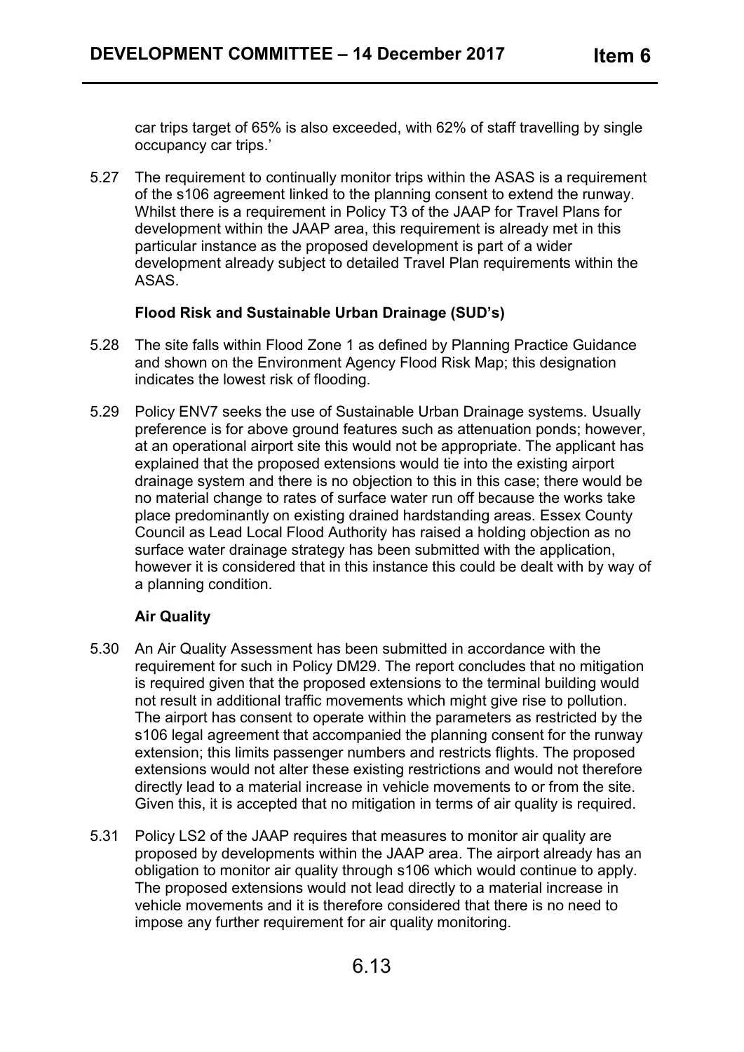car trips target of 65% is also exceeded, with 62% of staff travelling by single occupancy car trips.'

5.27 The requirement to continually monitor trips within the ASAS is a requirement of the s106 agreement linked to the planning consent to extend the runway. Whilst there is a requirement in Policy T3 of the JAAP for Travel Plans for development within the JAAP area, this requirement is already met in this particular instance as the proposed development is part of a wider development already subject to detailed Travel Plan requirements within the ASAS.

**Flood Risk and Sustainable Urban Drainage (SUD's)**

5.28 The site falls within Flood Zone 1 as defined by Planning Practice Guidance and shown on the Environment Agency Flood Risk Map; this designation indicates the lowest risk of flooding.

5.29 Policy ENV7 seeks the use of Sustainable Urban Drainage systems. Usually preference is for above ground features such as attenuation ponds; however, at an operational airport site this would not be appropriate. The applicant has explained that the proposed extensions would tie into the existing airport drainage system and there is no objection to this in this case; there would be no material change to rates of surface water run off because the works take place predominantly on existing drained hardstanding areas. Essex County Council as Lead Local Flood Authority has raised a holding objection as no surface water drainage strategy has been submitted with the application, however it is considered that in this instance this could be dealt with by way of a planning condition.

**Air Quality**

5.30 An Air Quality Assessment has been submitted in accordance with the requirement for such in Policy DM29. The report concludes that no mitigation is required given that the proposed extensions to the terminal building would not result in additional traffic movements which might give rise to pollution. The airport has consent to operate within the parameters as restricted by the s106 legal agreement that accompanied the planning consent for the runway extension; this limits passenger numbers and restricts flights. The proposed extensions would not alter these existing restrictions and would not therefore directly lead to a material increase in vehicle movements to or from the site. Given this, it is accepted that no mitigation in terms of air quality is required.

5.31 Policy LS2 of the JAAP requires that measures to monitor air quality are proposed by developments within the JAAP area. The airport already has an obligation to monitor air quality through s106 which would continue to apply. The proposed extensions would not lead directly to a material increase in vehicle movements and it is therefore considered that there is no need to impose any further requirement for air quality monitoring.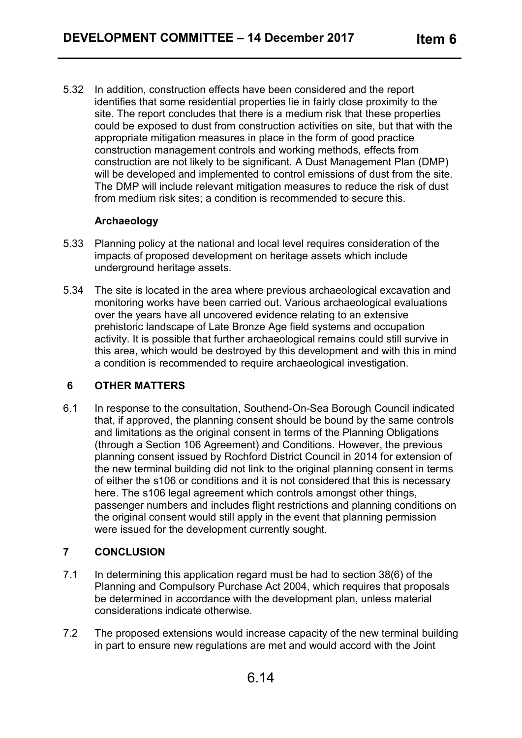5.32 In addition, construction effects have been considered and the report identifies that some residential properties lie in fairly close proximity to the site. The report concludes that there is a medium risk that these properties could be exposed to dust from construction activities on site, but that with the appropriate mitigation measures in place in the form of good practice construction management controls and working methods, effects from construction are not likely to be significant. A Dust Management Plan (DMP) will be developed and implemented to control emissions of dust from the site. The DMP will include relevant mitigation measures to reduce the risk of dust from medium risk sites; a condition is recommended to secure this.

**Archaeology**

5.33 Planning policy at the national and local level requires consideration of the impacts of proposed development on heritage assets which include underground heritage assets.

5.34 The site is located in the area where previous archaeological excavation and monitoring works have been carried out. Various archaeological evaluations over the years have all uncovered evidence relating to an extensive prehistoric landscape of Late Bronze Age field systems and occupation activity. It is possible that further archaeological remains could still survive in this area, which would be destroyed by this development and with this in mind a condition is recommended to require archaeological investigation.

## 6 OTHER MATTERS

6.1 In response to the consultation, Southend-On-Sea Borough Council indicated that, if approved, the planning consent should be bound by the same controls and limitations as the original consent in terms of the Planning Obligations (through a Section 106 Agreement) and Conditions. However, the previous planning consent issued by Rochford District Council in 2014 for extension of the new terminal building did not link to the original planning consent in terms of either the s106 or conditions and it is not considered that this is necessary here. The s106 legal agreement which controls amongst other things, passenger numbers and includes flight restrictions and planning conditions on the original consent would still apply in the event that planning permission were issued for the development currently sought.

## 7 CONCLUSION

7.1 In determining this application regard must be had to section 38(6) of the Planning and Compulsory Purchase Act 2004, which requires that proposals be determined in accordance with the development plan, unless material considerations indicate otherwise.

7.2 The proposed extensions would increase capacity of the new terminal building in part to ensure new regulations are met and would accord with the Joint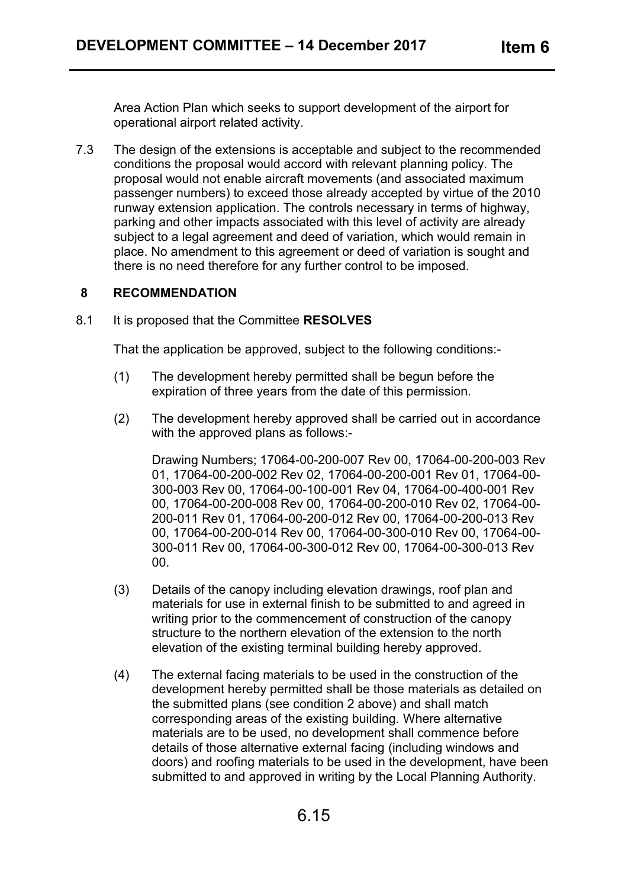Area Action Plan which seeks to support development of the airport for operational airport related activity.

7.3 The design of the extensions is acceptable and subject to the recommended conditions the proposal would accord with relevant planning policy. The proposal would not enable aircraft movements (and associated maximum passenger numbers) to exceed those already accepted by virtue of the 2010 runway extension application. The controls necessary in terms of highway, parking and other impacts associated with this level of activity are already subject to a legal agreement and deed of variation, which would remain in place. No amendment to this agreement or deed of variation is sought and there is no need therefore for any further control to be imposed.

## 8 RECOMMENDATION

8.1 It is proposed that the Committee **RESOLVES**

That the application be approved, subject to the following conditions:-

(1) The development hereby permitted shall be begun before the expiration of three years from the date of this permission.

(2) The development hereby approved shall be carried out in accordance with the approved plans as follows:-

Drawing Numbers; 17064-00-200-007 Rev 00, 17064-00-200-003 Rev 01, 17064-00-200-002 Rev 02, 17064-00-200-001 Rev 01, 17064-00-300-003 Rev 00, 17064-00-100-001 Rev 04, 17064-00-400-001 Rev 00, 17064-00-200-008 Rev 00, 17064-00-200-010 Rev 02, 17064-00-200-011 Rev 01, 17064-00-200-012 Rev 00, 17064-00-200-013 Rev 00, 17064-00-200-014 Rev 00, 17064-00-300-010 Rev 00, 17064-00-300-011 Rev 00, 17064-00-300-012 Rev 00, 17064-00-300-013 Rev 00.

(3) Details of the canopy including elevation drawings, roof plan and materials for use in external finish to be submitted to and agreed in writing prior to the commencement of construction of the canopy structure to the northern elevation of the extension to the north elevation of the existing terminal building hereby approved.

(4) The external facing materials to be used in the construction of the development hereby permitted shall be those materials as detailed on the submitted plans (see condition 2 above) and shall match corresponding areas of the existing building. Where alternative materials are to be used, no development shall commence before details of those alternative external facing (including windows and doors) and roofing materials to be used in the development, have been submitted to and approved in writing by the Local Planning Authority.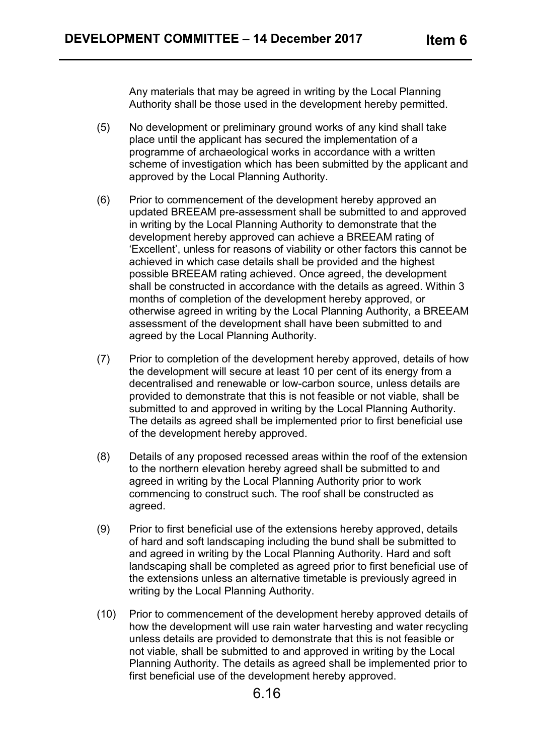Any materials that may be agreed in writing by the Local Planning Authority shall be those used in the development hereby permitted.

(5) No development or preliminary ground works of any kind shall take place until the applicant has secured the implementation of a programme of archaeological works in accordance with a written scheme of investigation which has been submitted by the applicant and approved by the Local Planning Authority.

(6) Prior to commencement of the development hereby approved an updated BREEAM pre-assessment shall be submitted to and approved in writing by the Local Planning Authority to demonstrate that the development hereby approved can achieve a BREEAM rating of 'Excellent', unless for reasons of viability or other factors this cannot be achieved in which case details shall be provided and the highest possible BREEAM rating achieved. Once agreed, the development shall be constructed in accordance with the details as agreed. Within 3 months of completion of the development hereby approved, or otherwise agreed in writing by the Local Planning Authority, a BREEAM assessment of the development shall have been submitted to and agreed by the Local Planning Authority.

(7) Prior to completion of the development hereby approved, details of how the development will secure at least 10 per cent of its energy from a decentralised and renewable or low-carbon source, unless details are provided to demonstrate that this is not feasible or not viable, shall be submitted to and approved in writing by the Local Planning Authority. The details as agreed shall be implemented prior to first beneficial use of the development hereby approved.

(8) Details of any proposed recessed areas within the roof of the extension to the northern elevation hereby agreed shall be submitted to and agreed in writing by the Local Planning Authority prior to work commencing to construct such. The roof shall be constructed as agreed.

(9) Prior to first beneficial use of the extensions hereby approved, details of hard and soft landscaping including the bund shall be submitted to and agreed in writing by the Local Planning Authority. Hard and soft landscaping shall be completed as agreed prior to first beneficial use of the extensions unless an alternative timetable is previously agreed in writing by the Local Planning Authority.

(10) Prior to commencement of the development hereby approved details of how the development will use rain water harvesting and water recycling unless details are provided to demonstrate that this is not feasible or not viable, shall be submitted to and approved in writing by the Local Planning Authority. The details as agreed shall be implemented prior to first beneficial use of the development hereby approved.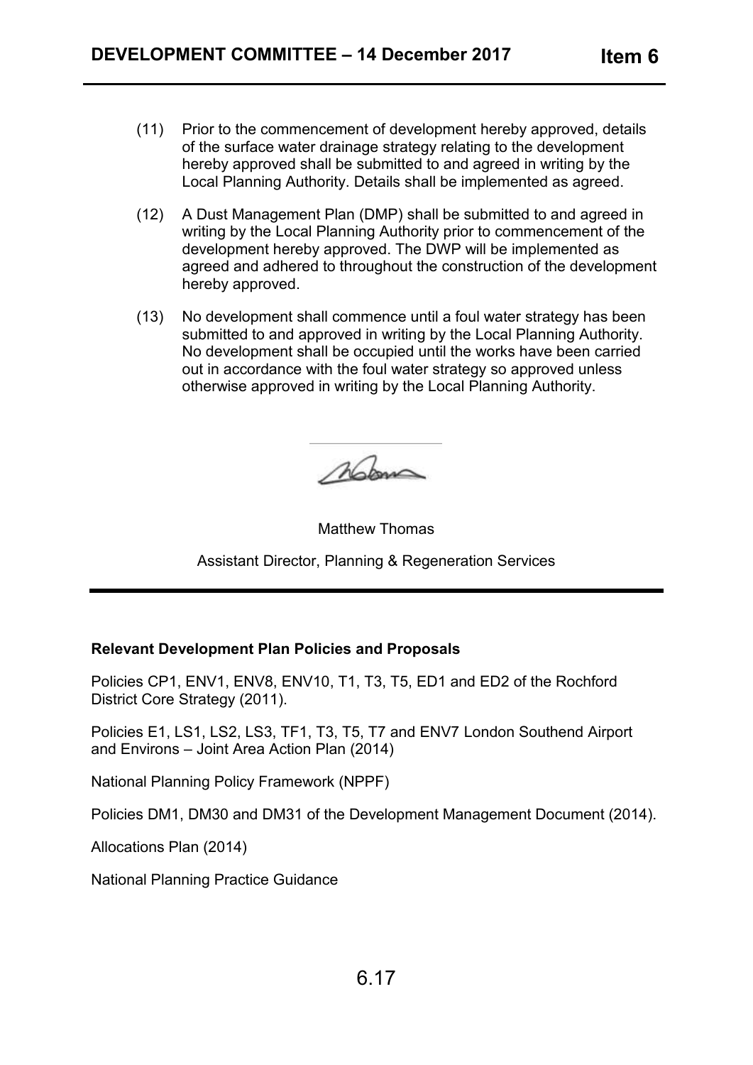(11) Prior to the commencement of development hereby approved, details of the surface water drainage strategy relating to the development hereby approved shall be submitted to and agreed in writing by the Local Planning Authority. Details shall be implemented as agreed.

(12) A Dust Management Plan (DMP) shall be submitted to and agreed in writing by the Local Planning Authority prior to commencement of the development hereby approved. The DWP will be implemented as agreed and adhered to throughout the construction of the development hereby approved.

(13) No development shall commence until a foul water strategy has been submitted to and approved in writing by the Local Planning Authority. No development shall be occupied until the works have been carried out in accordance with the foul water strategy so approved unless otherwise approved in writing by the Local Planning Authority.

Matthew Thomas

Assistant Director, Planning & Regeneration Services

---

**Relevant Development Plan Policies and Proposals**

Policies CP1, ENV1, ENV8, ENV10, T1, T3, T5, ED1 and ED2 of the Rochford District Core Strategy (2011).

Policies E1, LS1, LS2, LS3, TF1, T3, T5, T7 and ENV7 London Southend Airport and Environs – Joint Area Action Plan (2014)

National Planning Policy Framework (NPPF)

Policies DM1, DM30 and DM31 of the Development Management Document (2014).

Allocations Plan (2014)

National Planning Practice Guidance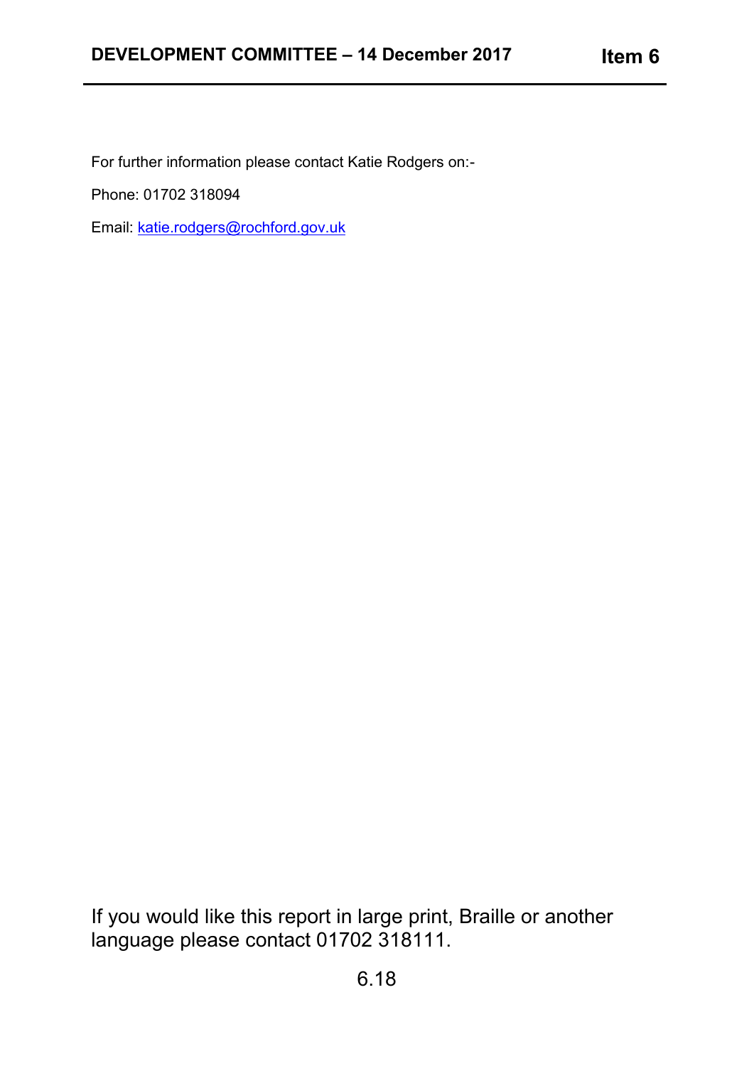For further information please contact Katie Rodgers on:-

Phone: 01702 318094

Email: katie.rodgers@rochford.gov.uk

If you would like this report in large print, Braille or another language please contact 01702 318111.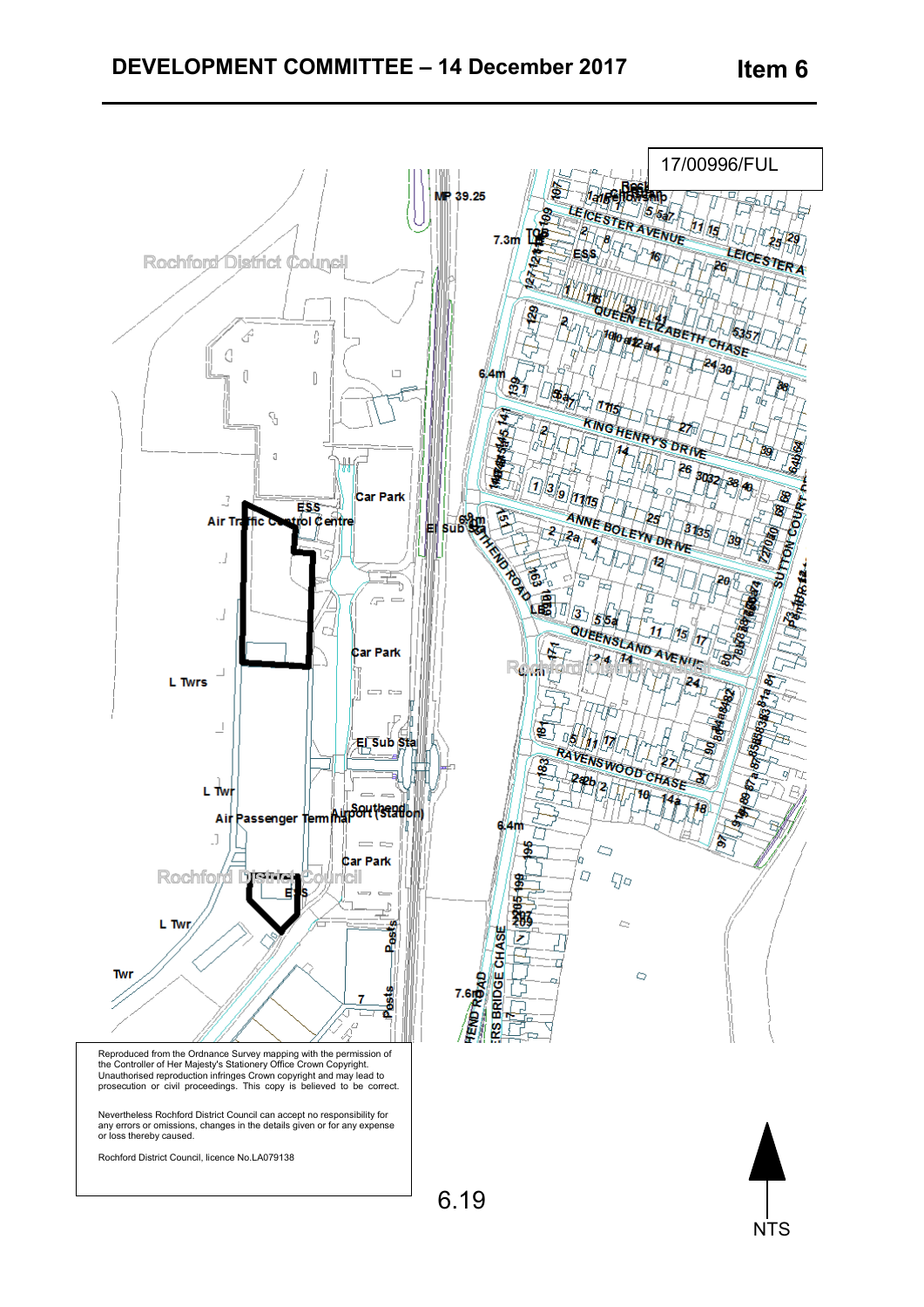17/00996/FUL

Reproduced from the Ordnance Survey mapping with the permission of the Controller of Her Majesty's Stationery Office Crown Copyright. Unauthorised reproduction infringes Crown copyright and may lead to prosecution or civil proceedings. This copy is believed to be correct.

Nevertheless Rochford District Council can accept no responsibility for any errors or omissions, changes in the details given or for any expense or loss thereby caused.

Rochford District Council, licence No.LA079138

NTS